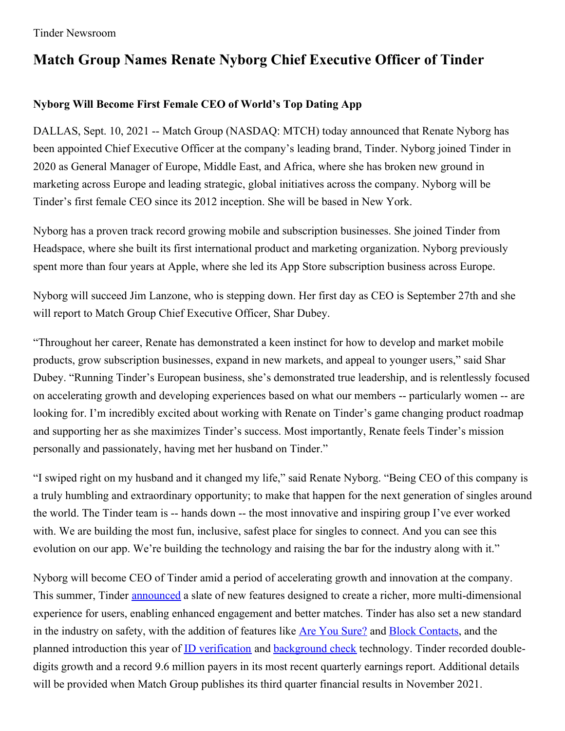Tinder Newsroom

# Match Group Names Renate Nyborg Chief Executive Officer of Tinder

### Nyborg Will Become First Female CEO of World's Top Dating App

DALLAS, Sept. 10, 2021 -- Match Group (NASDAQ: MTCH) today announced that Renate Nyborg has been appointed Chief Executive Officer at the company's leading brand, Tinder. Nyborg joined Tinder in 2020 as General Manager of Europe, Middle East, and Africa, where she has broken new ground in marketing across Europe and leading strategic, global initiatives across the company. Nyborg will be Tinder's first female CEO since its 2012 inception. She will be based in New York.

Nyborg has a proven track record growing mobile and subscription businesses. She joined Tinder from Headspace, where she built its first international product and marketing organization. Nyborg previously spent more than four years at Apple, where she led its App Store subscription business across Europe.

Nyborg will succeed Jim Lanzone, who is stepping down. Her first day as CEO is September 27th and she will report to Match Group Chief Executive Officer, Shar Dubey.

"Throughout her career, Renate has demonstrated a keen instinct for how to develop and market mobile products, grow subscription businesses, expand in new markets, and appeal to younger users," said Shar Dubey. "Running Tinder's European business, she's demonstrated true leadership, and is relentlessly focused on accelerating growth and developing experiences based on what our members -- particularly women -- are looking for. I'm incredibly excited about working with Renate on Tinder's game changing product roadmap and supporting her as she maximizes Tinder's success. Most importantly, Renate feels Tinder's mission personally and passionately, having met her husband on Tinder."

"I swiped right on my husband and it changed my life," said Renate Nyborg. "Being CEO of this company is a truly humbling and extraordinary opportunity; to make that happen for the next generation of singles around the world. The Tinder team is -- hands down -- the most innovative and inspiring group I've ever worked with. We are building the most fun, inclusive, safest place for singles to connect. And you can see this evolution on our app. We're building the technology and raising the bar for the industry along with it."

Nyborg will become CEO of Tinder amid a period of accelerating growth and innovation at the company. This summer, Tinder announced a slate of new features designed to create a richer, more multi-dimensional experience for users, enabling enhanced engagement and better matches. Tinder has also set a new standard in the industry on safety, with the addition of features like Are You Sure? and Block Contacts, and the planned introduction this year of ID verification and background check technology. Tinder recorded double-digits growth and a record 9.6 million payers in its most recent quarterly earnings report. Additional details will be provided when Match Group publishes its third quarter financial results in November 2021.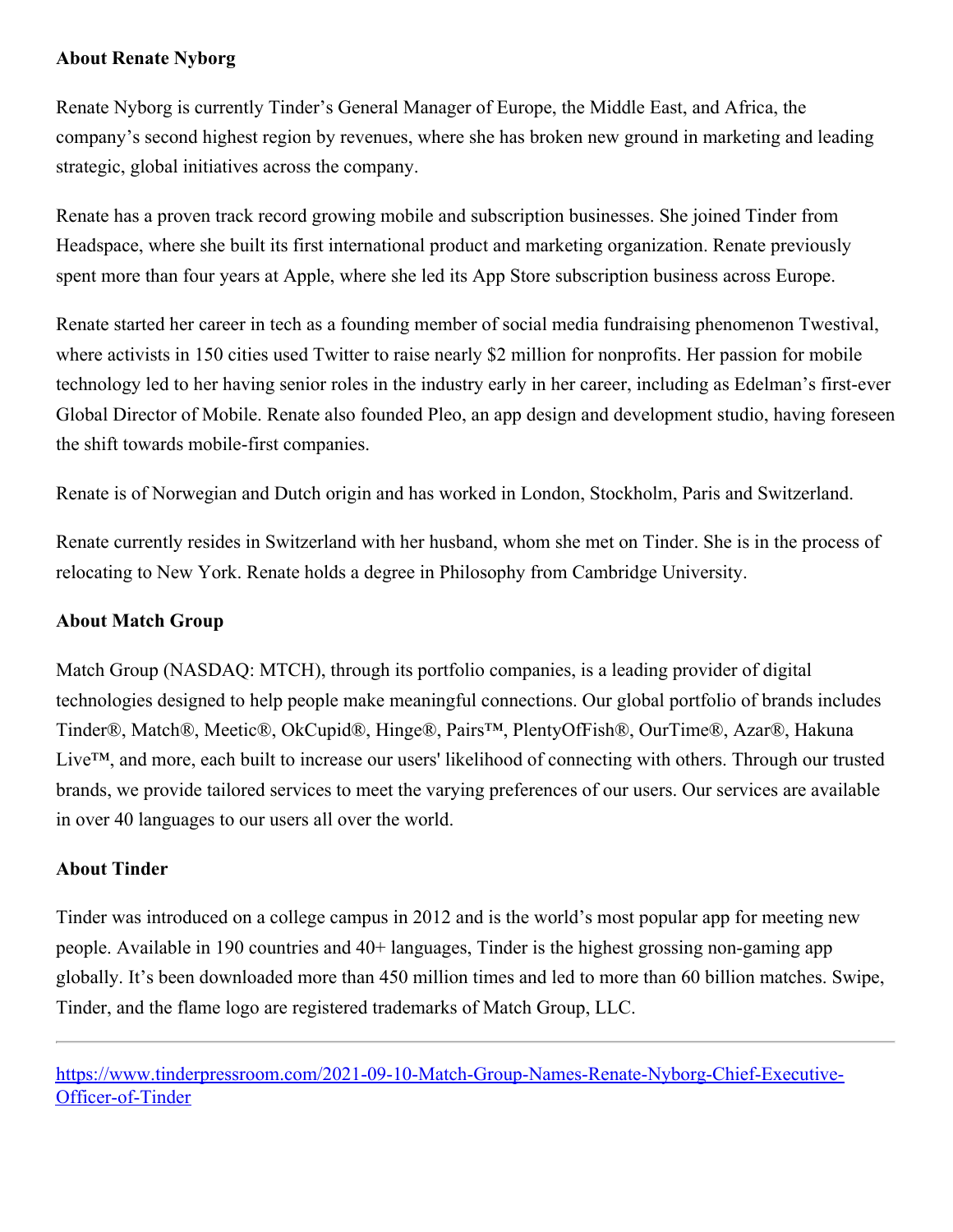**About Renate Nyborg**

Renate Nyborg is currently Tinder's General Manager of Europe, the Middle East, and Africa, the company's second highest region by revenues, where she has broken new ground in marketing and leading strategic, global initiatives across the company.

Renate has a proven track record growing mobile and subscription businesses. She joined Tinder from Headspace, where she built its first international product and marketing organization. Renate previously spent more than four years at Apple, where she led its App Store subscription business across Europe.

Renate started her career in tech as a founding member of social media fundraising phenomenon Twestival, where activists in 150 cities used Twitter to raise nearly $2 million for nonprofits. Her passion for mobile technology led to her having senior roles in the industry early in her career, including as Edelman's first-ever Global Director of Mobile. Renate also founded Pleo, an app design and development studio, having foreseen the shift towards mobile-first companies.

Renate is of Norwegian and Dutch origin and has worked in London, Stockholm, Paris and Switzerland.

Renate currently resides in Switzerland with her husband, whom she met on Tinder. She is in the process of relocating to New York. Renate holds a degree in Philosophy from Cambridge University.

**About Match Group**

Match Group (NASDAQ: MTCH), through its portfolio companies, is a leading provider of digital technologies designed to help people make meaningful connections. Our global portfolio of brands includes Tinder®, Match®, Meetic®, OkCupid®, Hinge®, Pairs™, PlentyOfFish®, OurTime®, Azar®, Hakuna Live™, and more, each built to increase our users' likelihood of connecting with others. Through our trusted brands, we provide tailored services to meet the varying preferences of our users. Our services are available in over 40 languages to our users all over the world.

**About Tinder**

Tinder was introduced on a college campus in 2012 and is the world's most popular app for meeting new people. Available in 190 countries and 40+ languages, Tinder is the highest grossing non-gaming app globally. It's been downloaded more than 450 million times and led to more than 60 billion matches. Swipe, Tinder, and the flame logo are registered trademarks of Match Group, LLC.

---

https://www.tinderpressroom.com/2021-09-10-Match-Group-Names-Renate-Nyborg-Chief-Executive-Officer-of-Tinder